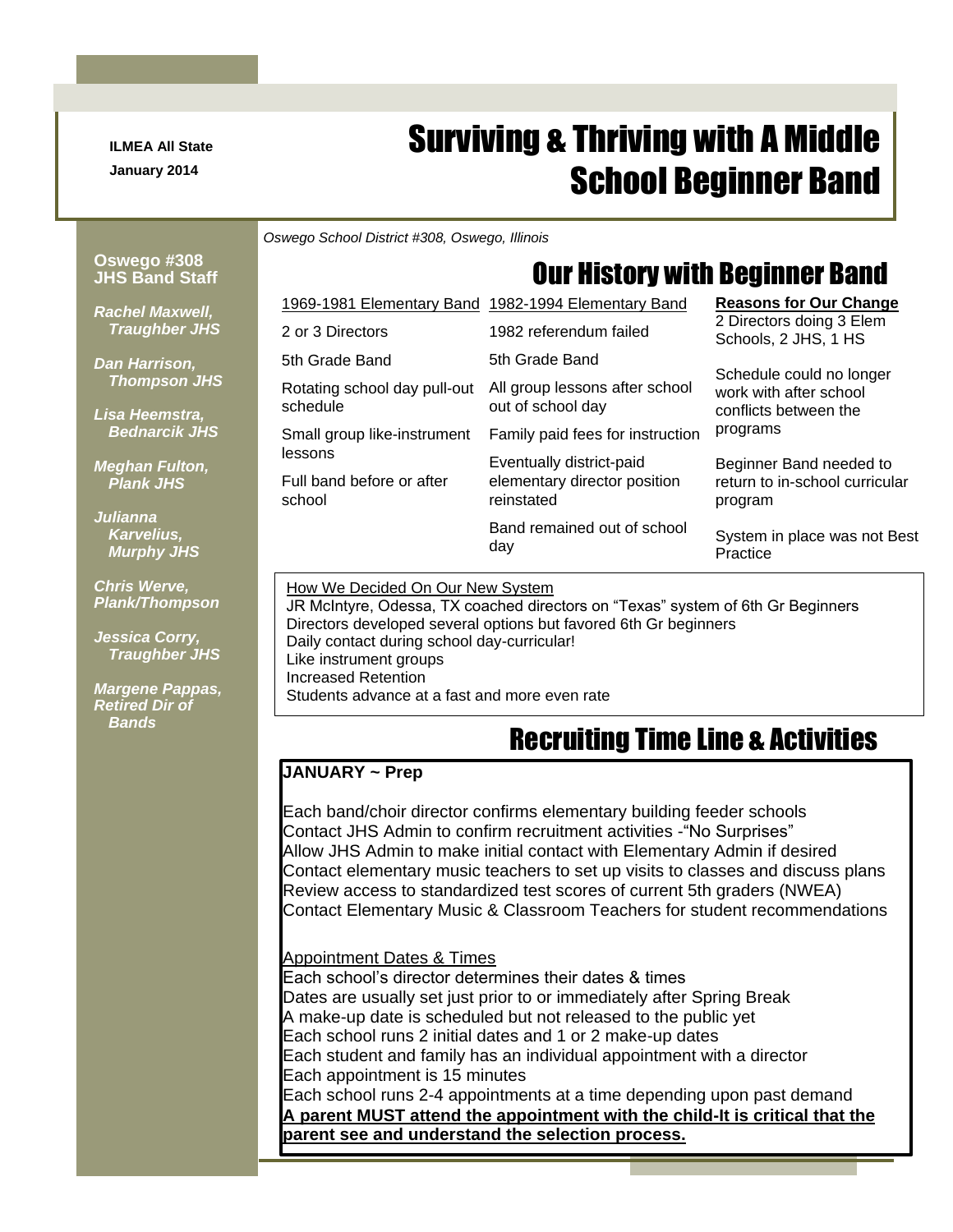**ILMEA All State**
**January 2014**

# Surviving & Thriving with A Middle School Beginner Band

*Oswego School District #308, Oswego, Illinois*

**Oswego #308 JHS Band Staff**

***Rachel Maxwell, Traughber JHS***

***Dan Harrison, Thompson JHS***

***Lisa Heemstra, Bednarcik JHS***

***Meghan Fulton, Plank JHS***

***Julianna Karvelius, Murphy JHS***

***Chris Werve, Plank/Thompson***

***Jessica Corry, Traughber JHS***

***Margene Pappas, Retired Dir of Bands***

## Our History with Beginner Band

| 1969-1981 Elementary Band | 1982-1994 Elementary Band | **Reasons for Our Change** |
|---|---|---|
| 2 or 3 Directors | 1982 referendum failed | 2 Directors doing 3 Elem Schools, 2 JHS, 1 HS |
| 5th Grade Band | 5th Grade Band | Schedule could no longer work with after school conflicts between the programs |
| Rotating school day pull-out schedule | All group lessons after school out of school day | Beginner Band needed to return to in-school curricular program |
| Small group like-instrument lessons | Family paid fees for instruction | System in place was not Best Practice |
| Full band before or after school | Eventually district-paid elementary director position reinstated | |
| | Band remained out of school day | |

How We Decided On Our New System

JR McIntyre, Odessa, TX coached directors on "Texas" system of 6th Gr Beginners
Directors developed several options but favored 6th Gr beginners
Daily contact during school day-curricular!
Like instrument groups
Increased Retention
Students advance at a fast and more even rate

## Recruiting Time Line & Activities

**JANUARY ~ Prep**

Each band/choir director confirms elementary building feeder schools
Contact JHS Admin to confirm recruitment activities -"No Surprises"
Allow JHS Admin to make initial contact with Elementary Admin if desired
Contact elementary music teachers to set up visits to classes and discuss plans
Review access to standardized test scores of current 5th graders (NWEA)
Contact Elementary Music & Classroom Teachers for student recommendations

Appointment Dates & Times

Each school's director determines their dates & times
Dates are usually set just prior to or immediately after Spring Break
A make-up date is scheduled but not released to the public yet
Each school runs 2 initial dates and 1 or 2 make-up dates
Each student and family has an individual appointment with a director
Each appointment is 15 minutes
Each school runs 2-4 appointments at a time depending upon past demand
**A parent MUST attend the appointment with the child-It is critical that the parent see and understand the selection process.**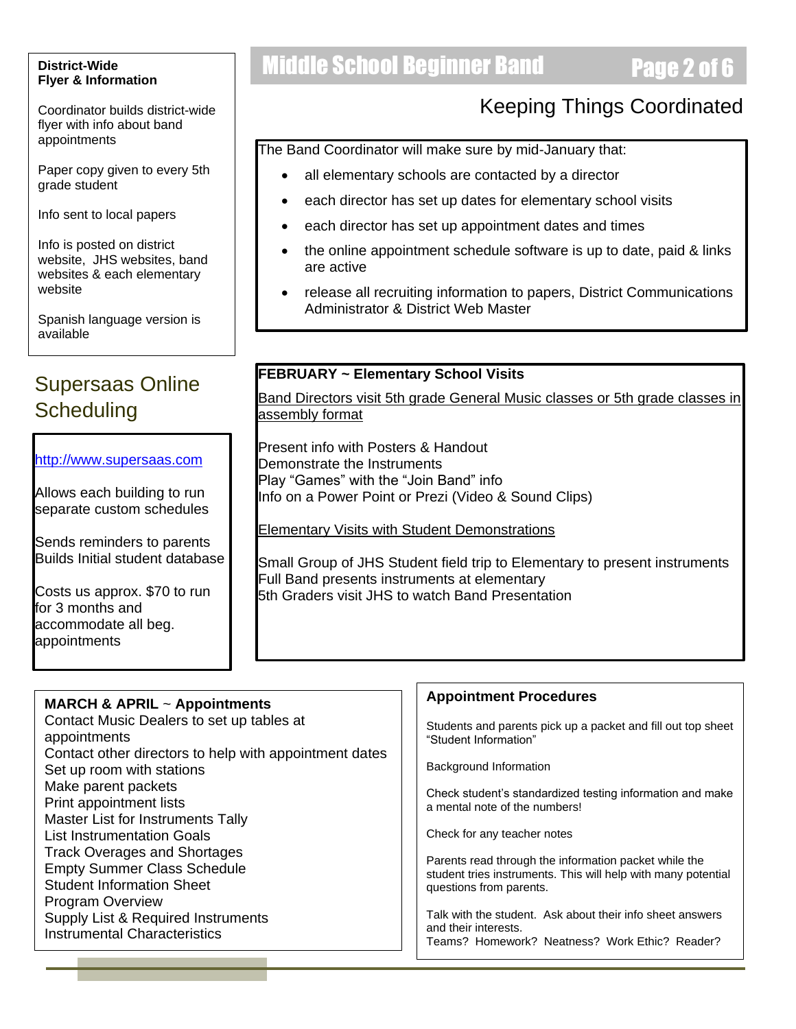## Keeping Things Coordinated

The Band Coordinator will make sure by mid-January that:

- all elementary schools are contacted by a director
- each director has set up dates for elementary school visits
- each director has set up appointment dates and times
- the online appointment schedule software is up to date, paid & links are active
- release all recruiting information to papers, District Communications Administrator & District Web Master

**District-Wide Flyer & Information**

Coordinator builds district-wide flyer with info about band appointments

Paper copy given to every 5th grade student

Info sent to local papers

Info is posted on district website, JHS websites, band websites & each elementary website

Spanish language version is available

**FEBRUARY ~ Elementary School Visits**

Band Directors visit 5th grade General Music classes or 5th grade classes in assembly format

Present info with Posters & Handout
Demonstrate the Instruments
Play "Games" with the "Join Band" info
Info on a Power Point or Prezi (Video & Sound Clips)

Elementary Visits with Student Demonstrations

Small Group of JHS Student field trip to Elementary to present instruments
Full Band presents instruments at elementary
5th Graders visit JHS to watch Band Presentation

## Supersaas Online Scheduling

http://www.supersaas.com

Allows each building to run separate custom schedules

Sends reminders to parents
Builds Initial student database

Costs us approx. $70 to run for 3 months and accommodate all beg. appointments

**MARCH & APRIL ~ Appointments**

Contact Music Dealers to set up tables at appointments
Contact other directors to help with appointment dates
Set up room with stations
Make parent packets
Print appointment lists
Master List for Instruments Tally
List Instrumentation Goals
Track Overages and Shortages
Empty Summer Class Schedule
Student Information Sheet
Program Overview
Supply List & Required Instruments
Instrumental Characteristics

**Appointment Procedures**

Students and parents pick up a packet and fill out top sheet "Student Information"

Background Information

Check student's standardized testing information and make a mental note of the numbers!

Check for any teacher notes

Parents read through the information packet while the student tries instruments. This will help with many potential questions from parents.

Talk with the student. Ask about their info sheet answers and their interests.
Teams? Homework? Neatness? Work Ethic? Reader?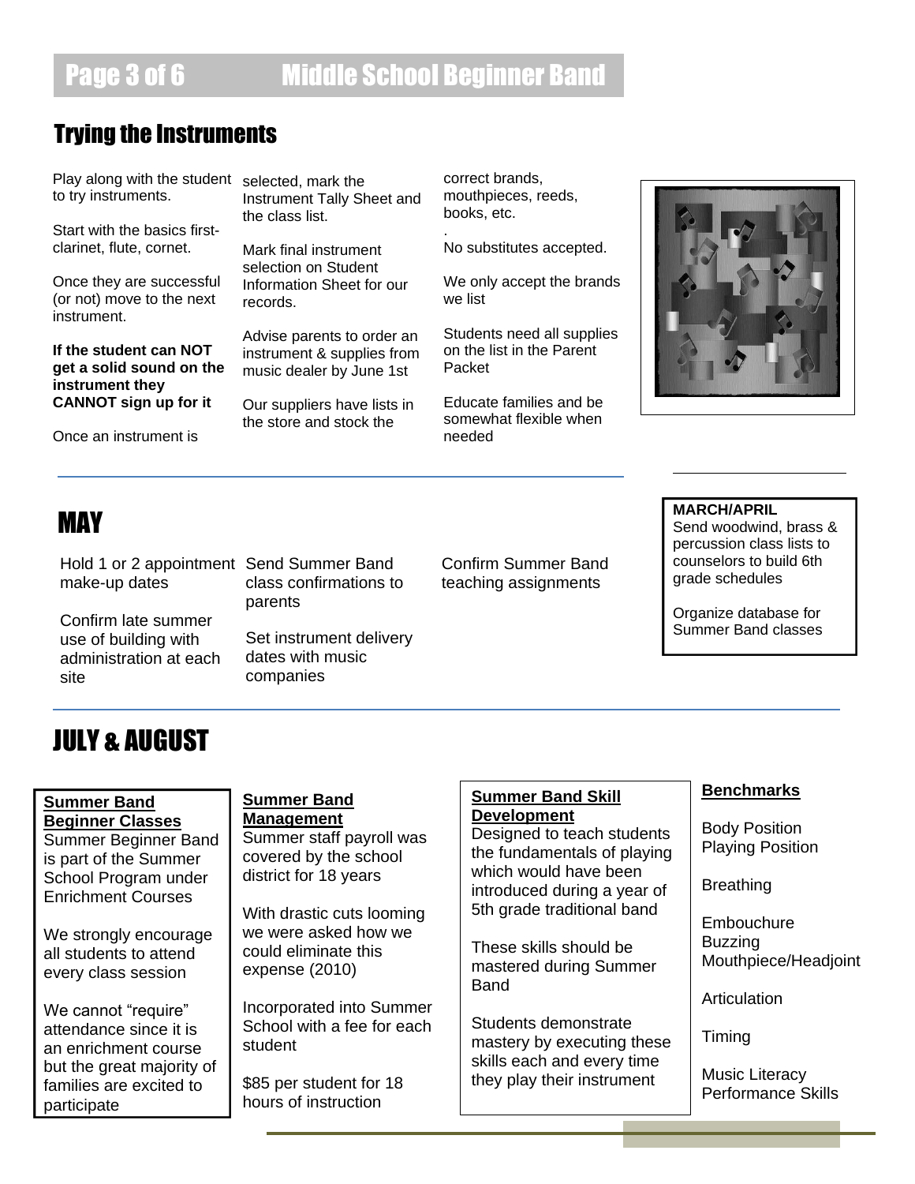## Trying the Instruments

Play along with the student to try instruments.

Start with the basics first- clarinet, flute, cornet.

Once they are successful (or not) move to the next instrument.

**If the student can NOT get a solid sound on the instrument they CANNOT sign up for it**

Once an instrument is selected, mark the Instrument Tally Sheet and the class list.

Mark final instrument selection on Student Information Sheet for our records.

Advise parents to order an instrument & supplies from music dealer by June 1st

Our suppliers have lists in the store and stock the correct brands, mouthpieces, reeds, books, etc.

.

No substitutes accepted.

We only accept the brands we list

Students need all supplies on the list in the Parent Packet

Educate families and be somewhat flexible when needed

## MAY

Hold 1 or 2 appointment make-up dates

Confirm late summer use of building with administration at each site

Send Summer Band class confirmations to parents

Set instrument delivery dates with music companies

Confirm Summer Band teaching assignments

**MARCH/APRIL**

Send woodwind, brass & percussion class lists to counselors to build 6th grade schedules

Organize database for Summer Band classes

## JULY & AUGUST

**Summer Band Beginner Classes**

Summer Beginner Band is part of the Summer School Program under Enrichment Courses

We strongly encourage all students to attend every class session

We cannot "require" attendance since it is an enrichment course but the great majority of families are excited to participate

**Summer Band Management**

Summer staff payroll was covered by the school district for 18 years

With drastic cuts looming we were asked how we could eliminate this expense (2010)

Incorporated into Summer School with a fee for each student

$85 per student for 18 hours of instruction

**Summer Band Skill Development**

Designed to teach students the fundamentals of playing which would have been introduced during a year of 5th grade traditional band

These skills should be mastered during Summer Band

Students demonstrate mastery by executing these skills each and every time they play their instrument

**Benchmarks**

Body Position
Playing Position

Breathing

Embouchure
Buzzing
Mouthpiece/Headjoint

Articulation

Timing

Music Literacy
Performance Skills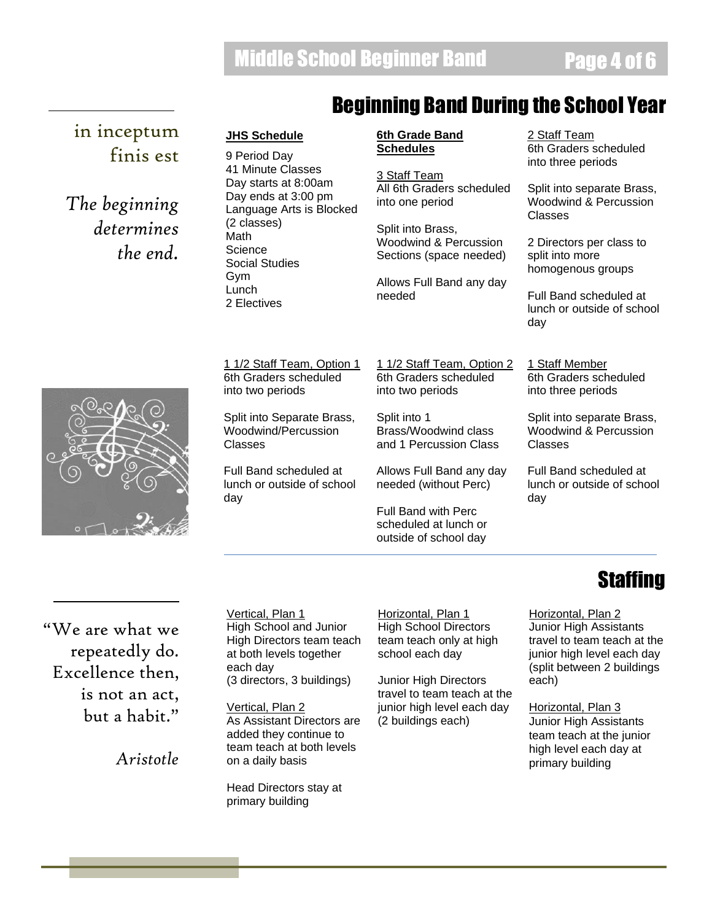## Beginning Band During the School Year

in inceptum finis est

*The beginning determines the end.*

**JHS Schedule**

9 Period Day
41 Minute Classes
Day starts at 8:00am
Day ends at 3:00 pm
Language Arts is Blocked (2 classes)
Math
Science
Social Studies
Gym
Lunch
2 Electives

**6th Grade Band Schedules**

3 Staff Team
All 6th Graders scheduled into one period

Split into Brass, Woodwind & Percussion Sections (space needed)

Allows Full Band any day needed

2 Staff Team
6th Graders scheduled into three periods

Split into separate Brass, Woodwind & Percussion Classes

2 Directors per class to split into more homogenous groups

Full Band scheduled at lunch or outside of school day

1 1/2 Staff Team, Option 1
6th Graders scheduled into two periods

Split into Separate Brass, Woodwind/Percussion Classes

Full Band scheduled at lunch or outside of school day

1 1/2 Staff Team, Option 2
6th Graders scheduled into two periods

Split into 1 Brass/Woodwind class and 1 Percussion Class

Allows Full Band any day needed (without Perc)

Full Band with Perc scheduled at lunch or outside of school day

1 Staff Member
6th Graders scheduled into three periods

Split into separate Brass, Woodwind & Percussion Classes

Full Band scheduled at lunch or outside of school day

## Staffing

"We are what we repeatedly do. Excellence then, is not an act, but a habit."

*Aristotle*

Vertical, Plan 1
High School and Junior High Directors team teach at both levels together each day
(3 directors, 3 buildings)

Vertical, Plan 2
As Assistant Directors are added they continue to team teach at both levels on a daily basis

Head Directors stay at primary building

Horizontal, Plan 1
High School Directors team teach only at high school each day

Junior High Directors travel to team teach at the junior high level each day (2 buildings each)

Horizontal, Plan 2
Junior High Assistants travel to team teach at the junior high level each day (split between 2 buildings each)

Horizontal, Plan 3
Junior High Assistants team teach at the junior high level each day at primary building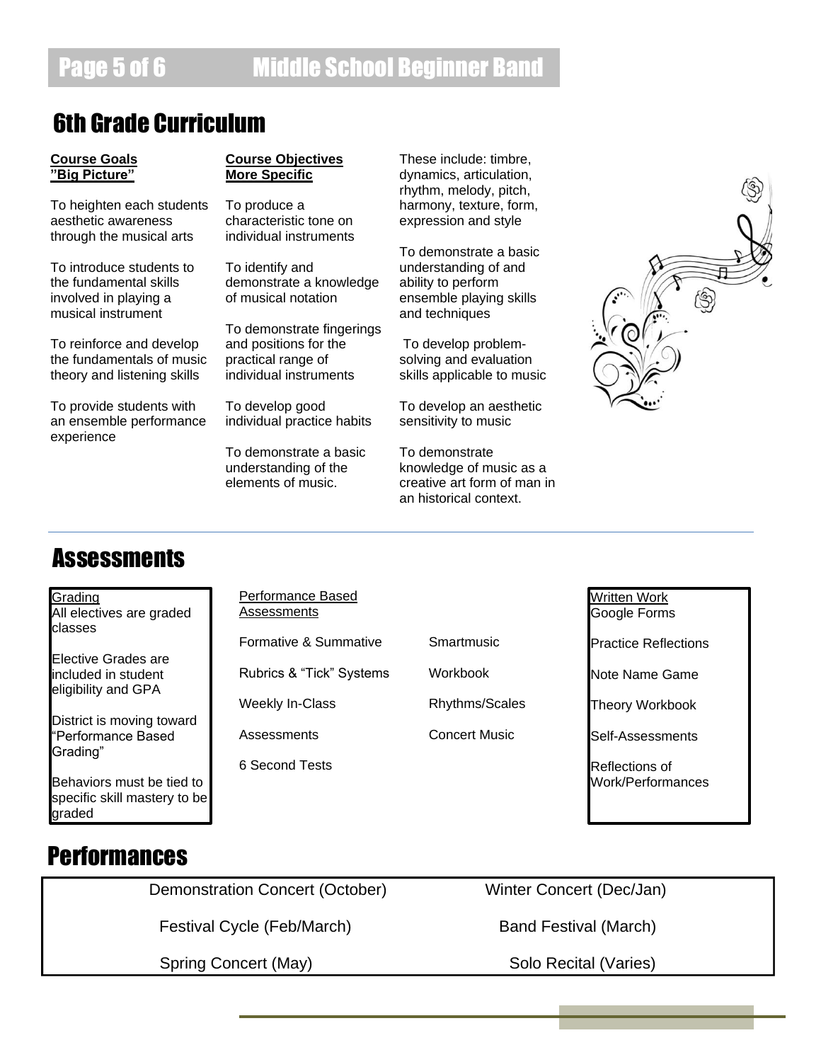## 6th Grade Curriculum

**Course Goals "Big Picture"**

To heighten each students aesthetic awareness through the musical arts

To introduce students to the fundamental skills involved in playing a musical instrument

To reinforce and develop the fundamentals of music theory and listening skills

To provide students with an ensemble performance experience

**Course Objectives More Specific**

To produce a characteristic tone on individual instruments

To identify and demonstrate a knowledge of musical notation

To demonstrate fingerings and positions for the practical range of individual instruments

To develop good individual practice habits

To demonstrate a basic understanding of the elements of music. These include: timbre, dynamics, articulation, rhythm, melody, pitch, harmony, texture, form, expression and style

To demonstrate a basic understanding of and ability to perform ensemble playing skills and techniques

To develop problem-solving and evaluation skills applicable to music

To develop an aesthetic sensitivity to music

To demonstrate knowledge of music as a creative art form of man in an historical context.

## Assessments

**Grading**

All electives are graded classes

Elective Grades are included in student eligibility and GPA

District is moving toward "Performance Based Grading"

Behaviors must be tied to specific skill mastery to be graded

**Performance Based Assessments**

- Formative & Summative
- Rubrics & "Tick" Systems
- Weekly In-Class Assessments
- 6 Second Tests
- Smartmusic
- Workbook
- Rhythms/Scales
- Concert Music

**Written Work**

- Google Forms
- Practice Reflections
- Note Name Game
- Theory Workbook
- Self-Assessments
- Reflections of Work/Performances

## Performances

| | |
|---|---|
| Demonstration Concert (October) | Winter Concert (Dec/Jan) |
| Festival Cycle (Feb/March) | Band Festival (March) |
| Spring Concert (May) | Solo Recital (Varies) |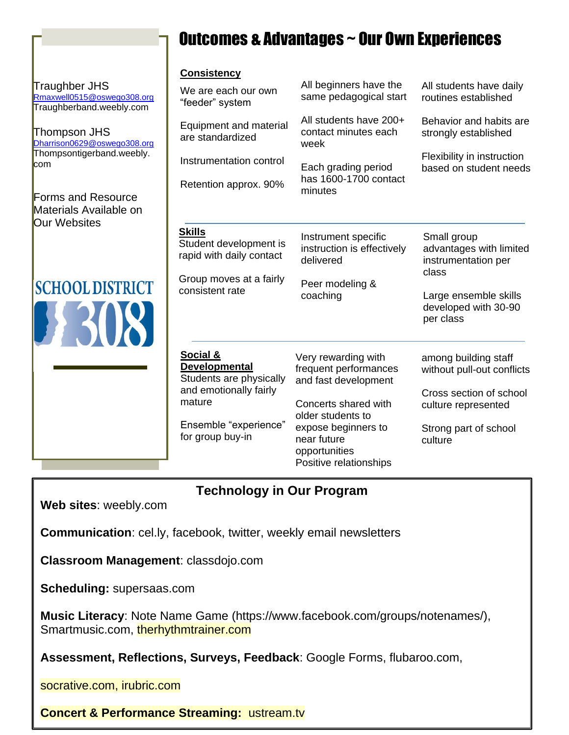Traughber JHS
Rmaxwell0515@oswego308.org
Traughberband.weebly.com

Thompson JHS
Dharrison0629@oswego308.org
Thompsontigerband.weebly.com

Forms and Resource Materials Available on Our Websites

SCHOOL DISTRICT 308

# Outcomes & Advantages ~ Our Own Experiences

### Consistency

- We are each our own "feeder" system
- Equipment and material are standardized
- Instrumentation control
- Retention approx. 90%
- All beginners have the same pedagogical start
- All students have 200+ contact minutes each week
- Each grading period has 1600-1700 contact minutes
- All students have daily routines established
- Behavior and habits are strongly established
- Flexibility in instruction based on student needs

### Skills

- Student development is rapid with daily contact
- Group moves at a fairly consistent rate
- Instrument specific instruction is effectively delivered
- Peer modeling & coaching
- Small group advantages with limited instrumentation per class
- Large ensemble skills developed with 30-90 per class

### Social & Developmental

- Students are physically and emotionally fairly mature
- Ensemble "experience" for group buy-in
- Very rewarding with frequent performances and fast development
- Concerts shared with older students to expose beginners to near future opportunities
- Positive relationships among building staff without pull-out conflicts
- Cross section of school culture represented
- Strong part of school culture

## Technology in Our Program

**Web sites**: weebly.com

**Communication**: cel.ly, facebook, twitter, weekly email newsletters

**Classroom Management**: classdojo.com

**Scheduling:** supersaas.com

**Music Literacy**: Note Name Game (https://www.facebook.com/groups/notenames/), Smartmusic.com, therhythmtrainer.com

**Assessment, Reflections, Surveys, Feedback**: Google Forms, flubaroo.com, socrative.com, irubric.com

**Concert & Performance Streaming:** ustream.tv